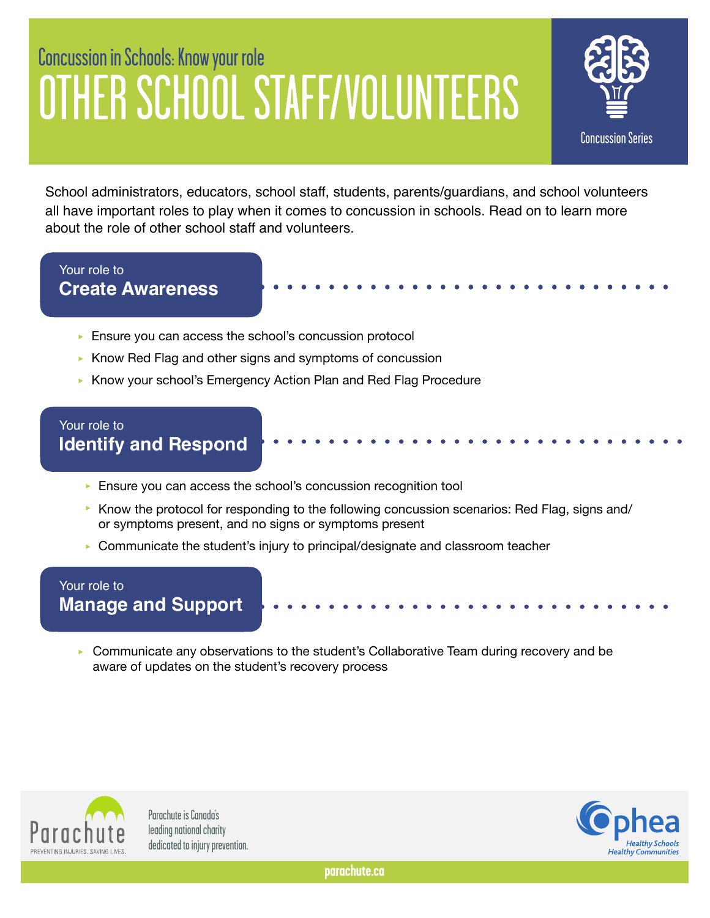Concussion in Schools: Know your role

# OTHER SCHOOL STAFF/VOLUNTEERS

Concussion Series

School administrators, educators, school staff, students, parents/guardians, and school volunteers all have important roles to play when it comes to concussion in schools. Read on to learn more about the role of other school staff and volunteers.

## Your role to **Create Awareness**

- Ensure you can access the school's concussion protocol
- Know Red Flag and other signs and symptoms of concussion
- Know your school's Emergency Action Plan and Red Flag Procedure

## Your role to **Identify and Respond**

- Ensure you can access the school's concussion recognition tool
- Know the protocol for responding to the following concussion scenarios: Red Flag, signs and/or symptoms present, and no signs or symptoms present
- Communicate the student's injury to principal/designate and classroom teacher

## Your role to **Manage and Support**

- Communicate any observations to the student's Collaborative Team during recovery and be aware of updates on the student's recovery process

Parachute
PREVENTING INJURIES. SAVING LIVES.

Parachute is Canada's leading national charity dedicated to injury prevention.

Ophea
Healthy Schools
Healthy Communities

parachute.ca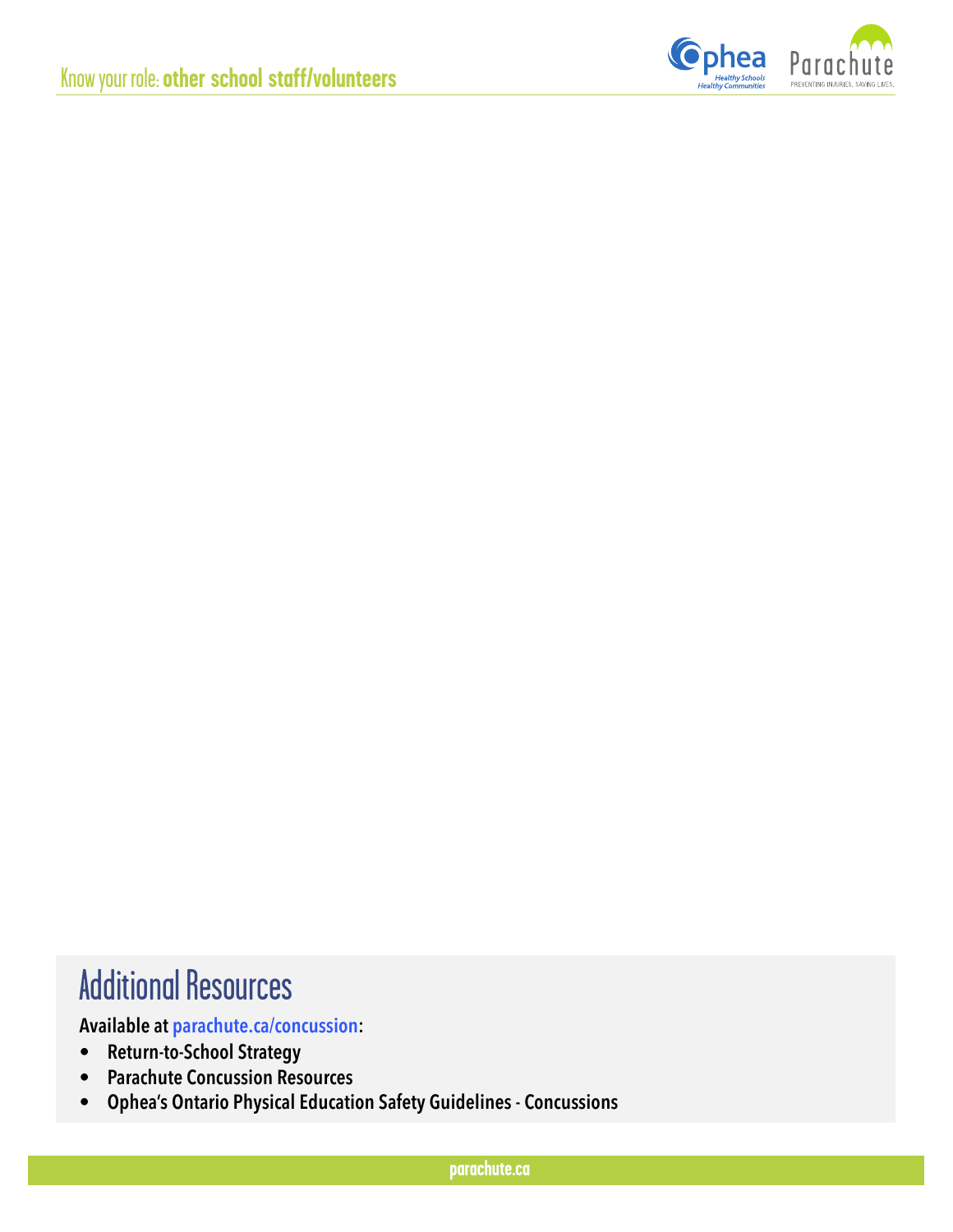## Additional Resources

**Available at parachute.ca/concussion:**

- **Return-to-School Strategy**
- **Parachute Concussion Resources**
- **Ophea's Ontario Physical Education Safety Guidelines - Concussions**